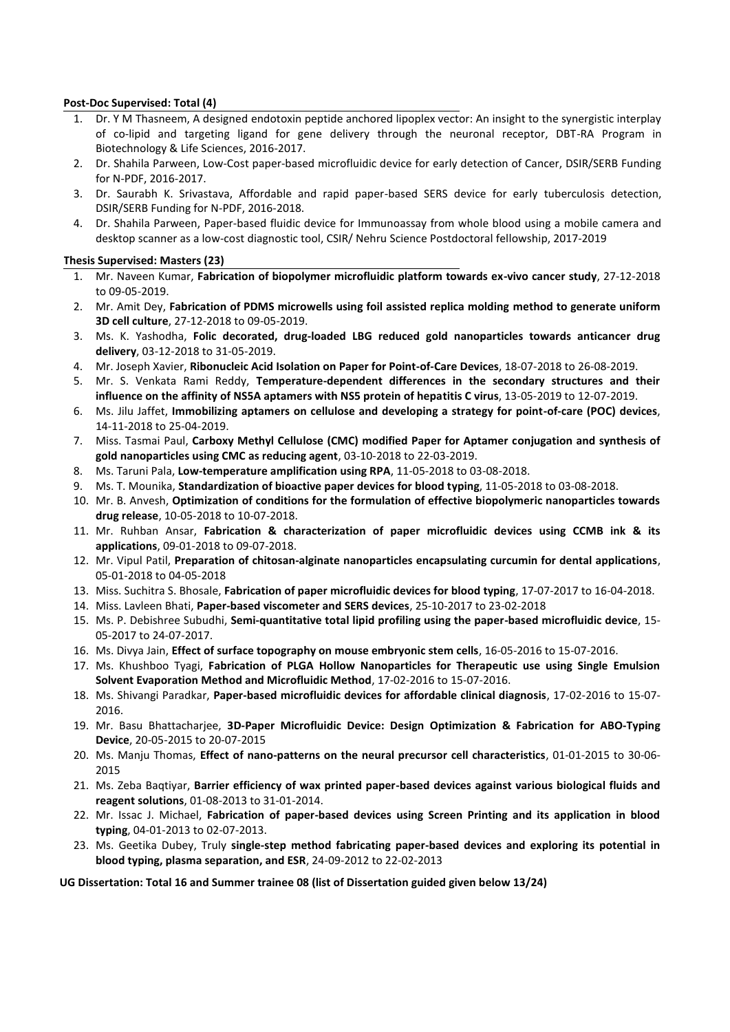**Post-Doc Supervised: Total (4)**

1. Dr. Y M Thasneem, A designed endotoxin peptide anchored lipoplex vector: An insight to the synergistic interplay of co-lipid and targeting ligand for gene delivery through the neuronal receptor, DBT-RA Program in Biotechnology & Life Sciences, 2016-2017.
2. Dr. Shahila Parween, Low-Cost paper-based microfluidic device for early detection of Cancer, DSIR/SERB Funding for N-PDF, 2016-2017.
3. Dr. Saurabh K. Srivastava, Affordable and rapid paper-based SERS device for early tuberculosis detection, DSIR/SERB Funding for N-PDF, 2016-2018.
4. Dr. Shahila Parween, Paper-based fluidic device for Immunoassay from whole blood using a mobile camera and desktop scanner as a low-cost diagnostic tool, CSIR/ Nehru Science Postdoctoral fellowship, 2017-2019

**Thesis Supervised: Masters (23)**

1. Mr. Naveen Kumar, **Fabrication of biopolymer microfluidic platform towards ex-vivo cancer study**, 27-12-2018 to 09-05-2019.
2. Mr. Amit Dey, **Fabrication of PDMS microwells using foil assisted replica molding method to generate uniform 3D cell culture**, 27-12-2018 to 09-05-2019.
3. Ms. K. Yashodha, **Folic decorated, drug-loaded LBG reduced gold nanoparticles towards anticancer drug delivery**, 03-12-2018 to 31-05-2019.
4. Mr. Joseph Xavier, **Ribonucleic Acid Isolation on Paper for Point-of-Care Devices**, 18-07-2018 to 26-08-2019.
5. Mr. S. Venkata Rami Reddy, **Temperature-dependent differences in the secondary structures and their influence on the affinity of NS5A aptamers with NS5 protein of hepatitis C virus**, 13-05-2019 to 12-07-2019.
6. Ms. Jilu Jaffet, **Immobilizing aptamers on cellulose and developing a strategy for point-of-care (POC) devices**, 14-11-2018 to 25-04-2019.
7. Miss. Tasmai Paul, **Carboxy Methyl Cellulose (CMC) modified Paper for Aptamer conjugation and synthesis of gold nanoparticles using CMC as reducing agent**, 03-10-2018 to 22-03-2019.
8. Ms. Taruni Pala, **Low-temperature amplification using RPA**, 11-05-2018 to 03-08-2018.
9. Ms. T. Mounika, **Standardization of bioactive paper devices for blood typing**, 11-05-2018 to 03-08-2018.
10. Mr. B. Anvesh, **Optimization of conditions for the formulation of effective biopolymeric nanoparticles towards drug release**, 10-05-2018 to 10-07-2018.
11. Mr. Ruhban Ansar, **Fabrication & characterization of paper microfluidic devices using CCMB ink & its applications**, 09-01-2018 to 09-07-2018.
12. Mr. Vipul Patil, **Preparation of chitosan-alginate nanoparticles encapsulating curcumin for dental applications**, 05-01-2018 to 04-05-2018
13. Miss. Suchitra S. Bhosale, **Fabrication of paper microfluidic devices for blood typing**, 17-07-2017 to 16-04-2018.
14. Miss. Lavleen Bhati, **Paper-based viscometer and SERS devices**, 25-10-2017 to 23-02-2018
15. Ms. P. Debishree Subudhi, **Semi-quantitative total lipid profiling using the paper-based microfluidic device**, 15-05-2017 to 24-07-2017.
16. Ms. Divya Jain, **Effect of surface topography on mouse embryonic stem cells**, 16-05-2016 to 15-07-2016.
17. Ms. Khushboo Tyagi, **Fabrication of PLGA Hollow Nanoparticles for Therapeutic use using Single Emulsion Solvent Evaporation Method and Microfluidic Method**, 17-02-2016 to 15-07-2016.
18. Ms. Shivangi Paradkar, **Paper-based microfluidic devices for affordable clinical diagnosis**, 17-02-2016 to 15-07-2016.
19. Mr. Basu Bhattacharjee, **3D-Paper Microfluidic Device: Design Optimization & Fabrication for ABO-Typing Device**, 20-05-2015 to 20-07-2015
20. Ms. Manju Thomas, **Effect of nano-patterns on the neural precursor cell characteristics**, 01-01-2015 to 30-06-2015
21. Ms. Zeba Baqtiyar, **Barrier efficiency of wax printed paper-based devices against various biological fluids and reagent solutions**, 01-08-2013 to 31-01-2014.
22. Mr. Issac J. Michael, **Fabrication of paper-based devices using Screen Printing and its application in blood typing**, 04-01-2013 to 02-07-2013.
23. Ms. Geetika Dubey, Truly **single-step method fabricating paper-based devices and exploring its potential in blood typing, plasma separation, and ESR**, 24-09-2012 to 22-02-2013

**UG Dissertation: Total 16 and Summer trainee 08 (list of Dissertation guided given below 13/24)**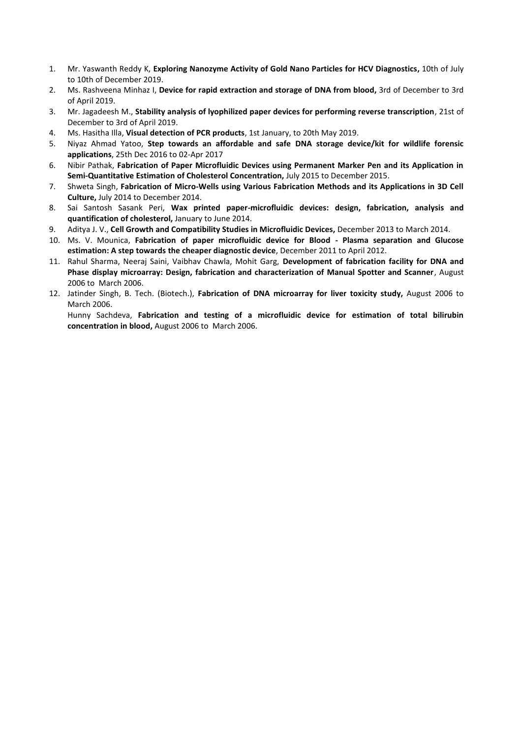1. Mr. Yaswanth Reddy K, **Exploring Nanozyme Activity of Gold Nano Particles for HCV Diagnostics,** 10th of July to 10th of December 2019.
2. Ms. Rashveena Minhaz I, **Device for rapid extraction and storage of DNA from blood,** 3rd of December to 3rd of April 2019.
3. Mr. Jagadeesh M., **Stability analysis of lyophilized paper devices for performing reverse transcription**, 21st of December to 3rd of April 2019.
4. Ms. Hasitha Illa, **Visual detection of PCR products**, 1st January, to 20th May 2019.
5. Niyaz Ahmad Yatoo, **Step towards an affordable and safe DNA storage device/kit for wildlife forensic applications**, 25th Dec 2016 to 02-Apr 2017
6. Nibir Pathak, **Fabrication of Paper Microfluidic Devices using Permanent Marker Pen and its Application in Semi-Quantitative Estimation of Cholesterol Concentration,** July 2015 to December 2015.
7. Shweta Singh, **Fabrication of Micro-Wells using Various Fabrication Methods and its Applications in 3D Cell Culture,** July 2014 to December 2014.
8. Sai Santosh Sasank Peri, **Wax printed paper-microfluidic devices: design, fabrication, analysis and quantification of cholesterol,** January to June 2014.
9. Aditya J. V., **Cell Growth and Compatibility Studies in Microfluidic Devices,** December 2013 to March 2014.
10. Ms. V. Mounica, **Fabrication of paper microfluidic device for Blood - Plasma separation and Glucose estimation: A step towards the cheaper diagnostic device**, December 2011 to April 2012.
11. Rahul Sharma, Neeraj Saini, Vaibhav Chawla, Mohit Garg, **Development of fabrication facility for DNA and Phase display microarray: Design, fabrication and characterization of Manual Spotter and Scanner**, August 2006 to March 2006.
12. Jatinder Singh, B. Tech. (Biotech.), **Fabrication of DNA microarray for liver toxicity study,** August 2006 to March 2006.

    Hunny Sachdeva, **Fabrication and testing of a microfluidic device for estimation of total bilirubin concentration in blood,** August 2006 to March 2006.